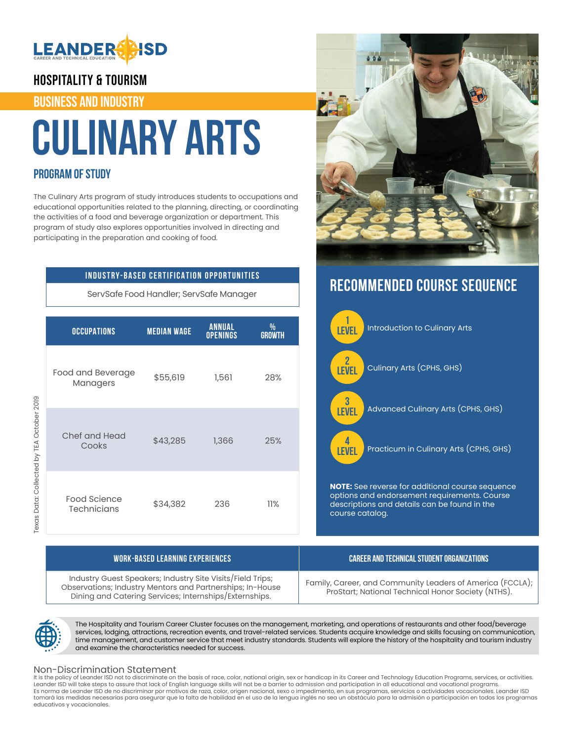LEANDER ISD
CAREER AND TECHNICAL EDUCATION

## HOSPITALITY & TOURISM

## BUSINESS AND INDUSTRY

# CULINARY ARTS

## PROGRAM OF STUDY

The Culinary Arts program of study introduces students to occupations and educational opportunities related to the planning, directing, or coordinating the activities of a food and beverage organization or department. This program of study also explores opportunities involved in directing and participating in the preparation and cooking of food.

| INDUSTRY-BASED CERTIFICATION OPPORTUNITIES |
|---|
| ServSafe Food Handler; ServSafe Manager |

| OCCUPATIONS | MEDIAN WAGE | ANNUAL OPENINGS | % GROWTH |
|---|---|---|---|
| Food and Beverage Managers | $55,619 | 1,561 | 28% |
| Chef and Head Cooks | $43,285 | 1,366 | 25% |
| Food Science Technicians | $34,382 | 236 | 11% |

Texas Data: Collected by TEA October 2019

## RECOMMENDED COURSE SEQUENCE

- **LEVEL 1** Introduction to Culinary Arts
- **LEVEL 2** Culinary Arts (CPHS, GHS)
- **LEVEL 3** Advanced Culinary Arts (CPHS, GHS)
- **LEVEL 4** Practicum in Culinary Arts (CPHS, GHS)

**NOTE:** See reverse for additional course sequence options and endorsement requirements. Course descriptions and details can be found in the course catalog.

| WORK-BASED LEARNING EXPERIENCES | CAREER AND TECHNICAL STUDENT ORGANIZATIONS |
|---|---|
| Industry Guest Speakers; Industry Site Visits/Field Trips; Observations; Industry Mentors and Partnerships; In-House Dining and Catering Services; Internships/Externships. | Family, Career, and Community Leaders of America (FCCLA); ProStart; National Technical Honor Society (NTHS). |

The Hospitality and Tourism Career Cluster focuses on the management, marketing, and operations of restaurants and other food/beverage services, lodging, attractions, recreation events, and travel-related services. Students acquire knowledge and skills focusing on communication, time management, and customer service that meet industry standards. Students will explore the history of the hospitality and tourism industry and examine the characteristics needed for success.

### Non-Discrimination Statement

It is the policy of Leander ISD not to discriminate on the basis of race, color, national origin, sex or handicap in its Career and Technology Education Programs, services, or activities. Leander ISD will take steps to assure that lack of English language skills will not be a barrier to admission and participation in all educational and vocational programs.
Es norma de Leander ISD de no discriminar por motivos de raza, color, origen nacional, sexo o impedimento, en sus programas, servicios o actividades vocacionales. Leander ISD tomará las medidas necesarias para asegurar que la falta de habilidad en el uso de la lengua inglés no sea un obstáculo para la admisión o participación en todos los programas educativos y vocacionales.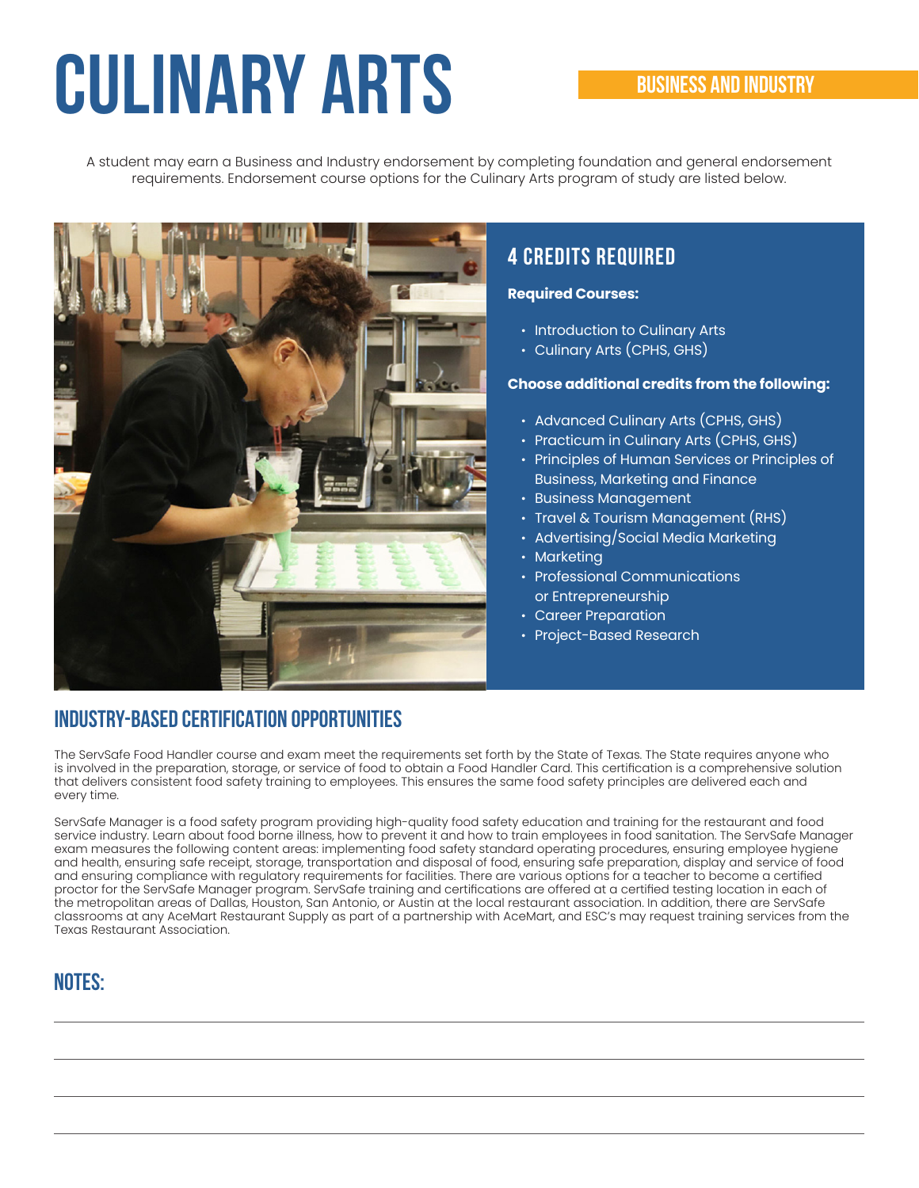# CULINARY ARTS

BUSINESS AND INDUSTRY

A student may earn a Business and Industry endorsement by completing foundation and general endorsement requirements. Endorsement course options for the Culinary Arts program of study are listed below.

## 4 CREDITS REQUIRED

**Required Courses:**

- Introduction to Culinary Arts
- Culinary Arts (CPHS, GHS)

**Choose additional credits from the following:**

- Advanced Culinary Arts (CPHS, GHS)
- Practicum in Culinary Arts (CPHS, GHS)
- Principles of Human Services or Principles of Business, Marketing and Finance
- Business Management
- Travel & Tourism Management (RHS)
- Advertising/Social Media Marketing
- Marketing
- Professional Communications or Entrepreneurship
- Career Preparation
- Project-Based Research

## INDUSTRY-BASED CERTIFICATION OPPORTUNITIES

The ServSafe Food Handler course and exam meet the requirements set forth by the State of Texas. The State requires anyone who is involved in the preparation, storage, or service of food to obtain a Food Handler Card. This certification is a comprehensive solution that delivers consistent food safety training to employees. This ensures the same food safety principles are delivered each and every time.

ServSafe Manager is a food safety program providing high-quality food safety education and training for the restaurant and food service industry. Learn about food borne illness, how to prevent it and how to train employees in food sanitation. The ServSafe Manager exam measures the following content areas: implementing food safety standard operating procedures, ensuring employee hygiene and health, ensuring safe receipt, storage, transportation and disposal of food, ensuring safe preparation, display and service of food and ensuring compliance with regulatory requirements for facilities. There are various options for a teacher to become a certified proctor for the ServSafe Manager program. ServSafe training and certifications are offered at a certified testing location in each of the metropolitan areas of Dallas, Houston, San Antonio, or Austin at the local restaurant association. In addition, there are ServSafe classrooms at any AceMart Restaurant Supply as part of a partnership with AceMart, and ESC's may request training services from the Texas Restaurant Association.

## NOTES: